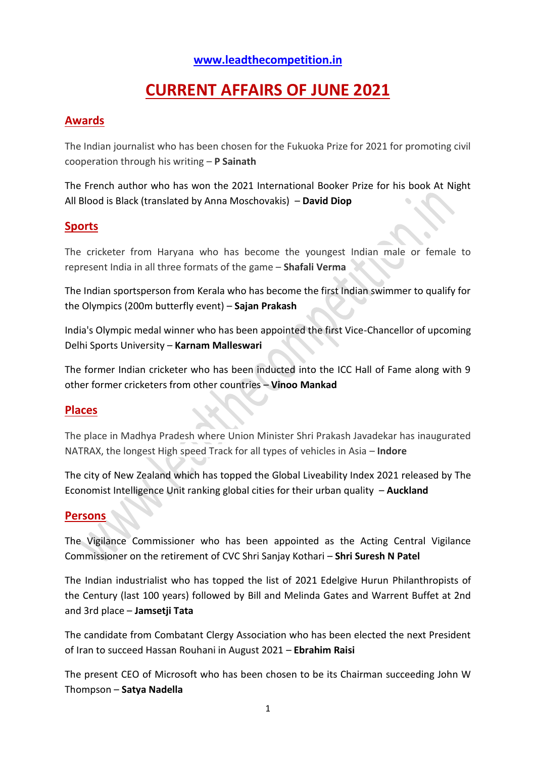[www.leadthecompetition.in](http://www.leadthecompetition.in)

# CURRENT AFFAIRS OF JUNE 2021

## Awards

The Indian journalist who has been chosen for the Fukuoka Prize for 2021 for promoting civil cooperation through his writing – **P Sainath**

The French author who has won the 2021 International Booker Prize for his book At Night All Blood is Black (translated by Anna Moschovakis) – **David Diop**

## Sports

The cricketer from Haryana who has become the youngest Indian male or female to represent India in all three formats of the game – **Shafali Verma**

The Indian sportsperson from Kerala who has become the first Indian swimmer to qualify for the Olympics (200m butterfly event) – **Sajan Prakash**

India's Olympic medal winner who has been appointed the first Vice-Chancellor of upcoming Delhi Sports University – **Karnam Malleswari**

The former Indian cricketer who has been inducted into the ICC Hall of Fame along with 9 other former cricketers from other countries – **Vinoo Mankad**

## Places

The place in Madhya Pradesh where Union Minister Shri Prakash Javadekar has inaugurated NATRAX, the longest High speed Track for all types of vehicles in Asia – **Indore**

The city of New Zealand which has topped the Global Liveability Index 2021 released by The Economist Intelligence Unit ranking global cities for their urban quality – **Auckland**

## Persons

The Vigilance Commissioner who has been appointed as the Acting Central Vigilance Commissioner on the retirement of CVC Shri Sanjay Kothari – **Shri Suresh N Patel**

The Indian industrialist who has topped the list of 2021 Edelgive Hurun Philanthropists of the Century (last 100 years) followed by Bill and Melinda Gates and Warrent Buffet at 2nd and 3rd place – **Jamsetji Tata**

The candidate from Combatant Clergy Association who has been elected the next President of Iran to succeed Hassan Rouhani in August 2021 – **Ebrahim Raisi**

The present CEO of Microsoft who has been chosen to be its Chairman succeeding John W Thompson – **Satya Nadella**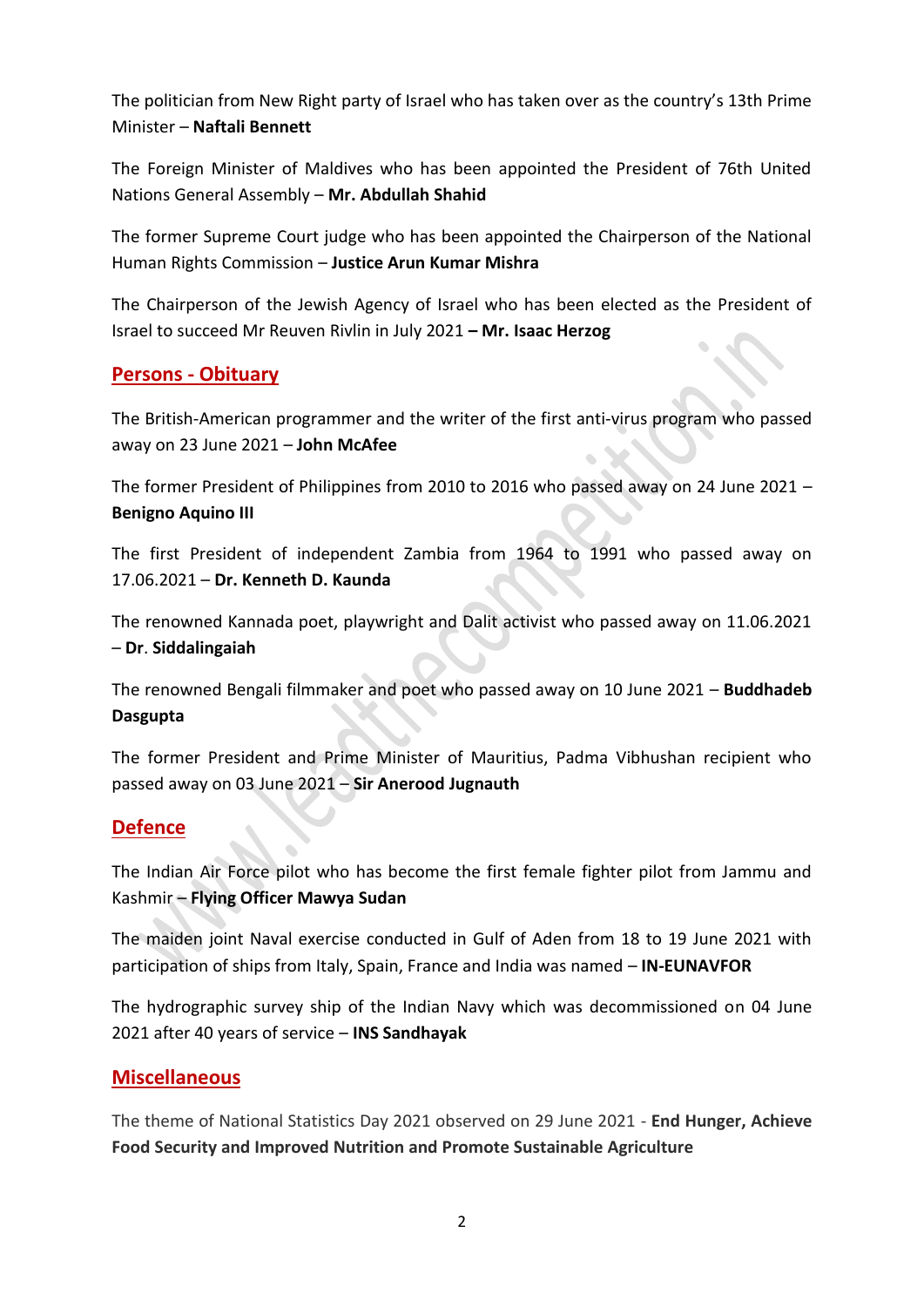The politician from New Right party of Israel who has taken over as the country's 13th Prime Minister – **Naftali Bennett**

The Foreign Minister of Maldives who has been appointed the President of 76th United Nations General Assembly – **Mr. Abdullah Shahid**

The former Supreme Court judge who has been appointed the Chairperson of the National Human Rights Commission – **Justice Arun Kumar Mishra**

The Chairperson of the Jewish Agency of Israel who has been elected as the President of Israel to succeed Mr Reuven Rivlin in July 2021 **– Mr. Isaac Herzog**

## Persons - Obituary

The British-American programmer and the writer of the first anti-virus program who passed away on 23 June 2021 – **John McAfee**

The former President of Philippines from 2010 to 2016 who passed away on 24 June 2021 – **Benigno Aquino III**

The first President of independent Zambia from 1964 to 1991 who passed away on 17.06.2021 – **Dr. Kenneth D. Kaunda**

The renowned Kannada poet, playwright and Dalit activist who passed away on 11.06.2021 – **Dr. Siddalingaiah**

The renowned Bengali filmmaker and poet who passed away on 10 June 2021 – **Buddhadeb Dasgupta**

The former President and Prime Minister of Mauritius, Padma Vibhushan recipient who passed away on 03 June 2021 – **Sir Anerood Jugnauth**

## Defence

The Indian Air Force pilot who has become the first female fighter pilot from Jammu and Kashmir – **Flying Officer Mawya Sudan**

The maiden joint Naval exercise conducted in Gulf of Aden from 18 to 19 June 2021 with participation of ships from Italy, Spain, France and India was named – **IN-EUNAVFOR**

The hydrographic survey ship of the Indian Navy which was decommissioned on 04 June 2021 after 40 years of service – **INS Sandhayak**

## Miscellaneous

The theme of National Statistics Day 2021 observed on 29 June 2021 - **End Hunger, Achieve Food Security and Improved Nutrition and Promote Sustainable Agriculture**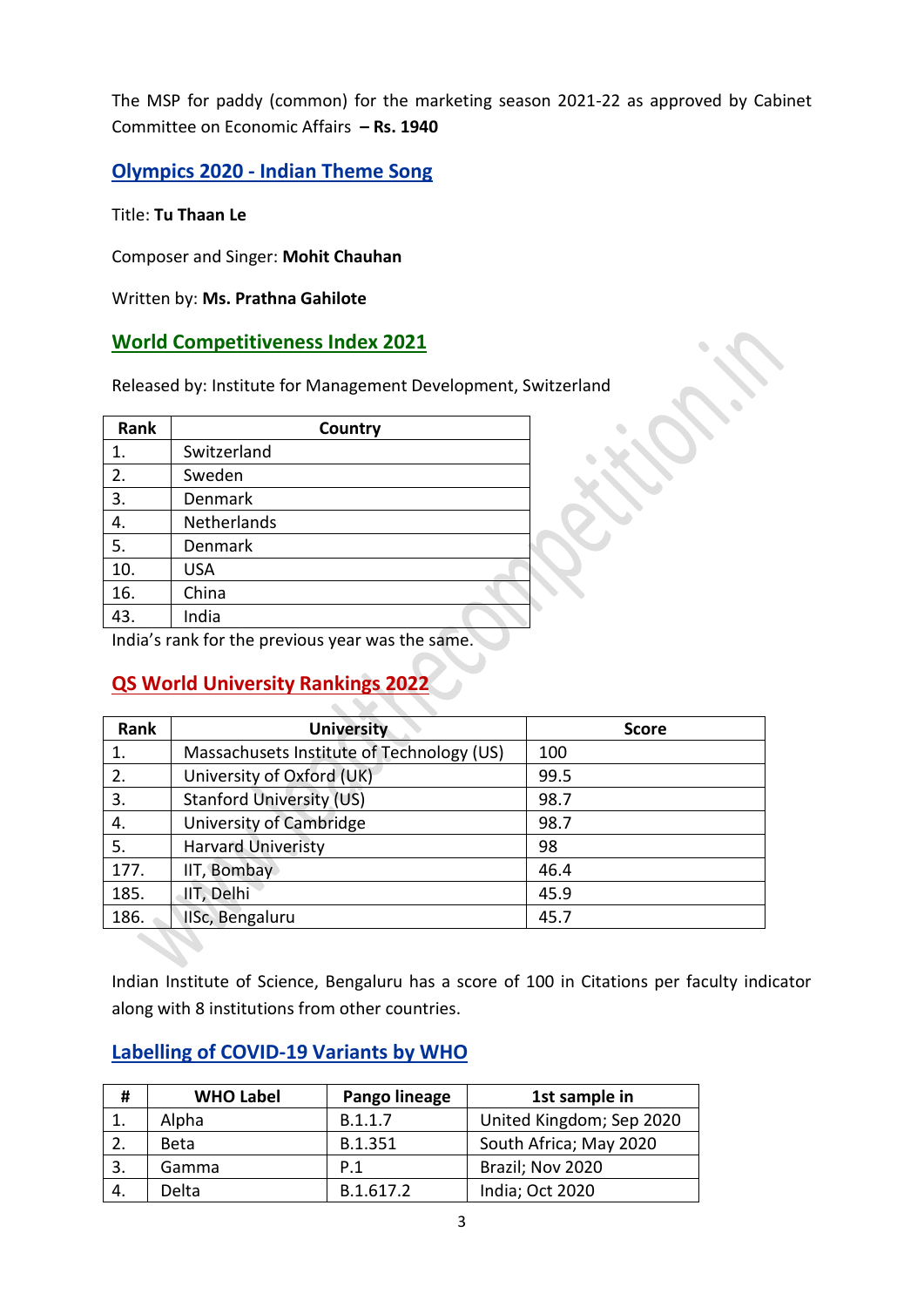The MSP for paddy (common) for the marketing season 2021-22 as approved by Cabinet Committee on Economic Affairs **– Rs. 1940**

## Olympics 2020 - Indian Theme Song

Title: **Tu Thaan Le**

Composer and Singer: **Mohit Chauhan**

Written by: **Ms. Prathna Gahilote**

## World Competitiveness Index 2021

Released by: Institute for Management Development, Switzerland

| Rank | Country |
|---|---|
| 1. | Switzerland |
| 2. | Sweden |
| 3. | Denmark |
| 4. | Netherlands |
| 5. | Denmark |
| 10. | USA |
| 16. | China |
| 43. | India |

India's rank for the previous year was the same.

## QS World University Rankings 2022

| Rank | University | Score |
|---|---|---|
| 1. | Massachusets Institute of Technology (US) | 100 |
| 2. | University of Oxford (UK) | 99.5 |
| 3. | Stanford University (US) | 98.7 |
| 4. | University of Cambridge | 98.7 |
| 5. | Harvard Univeristy | 98 |
| 177. | IIT, Bombay | 46.4 |
| 185. | IIT, Delhi | 45.9 |
| 186. | IISc, Bengaluru | 45.7 |

Indian Institute of Science, Bengaluru has a score of 100 in Citations per faculty indicator along with 8 institutions from other countries.

## Labelling of COVID-19 Variants by WHO

| # | WHO Label | Pango lineage | 1st sample in |
|---|---|---|---|
| 1. | Alpha | B.1.1.7 | United Kingdom; Sep 2020 |
| 2. | Beta | B.1.351 | South Africa; May 2020 |
| 3. | Gamma | P.1 | Brazil; Nov 2020 |
| 4. | Delta | B.1.617.2 | India; Oct 2020 |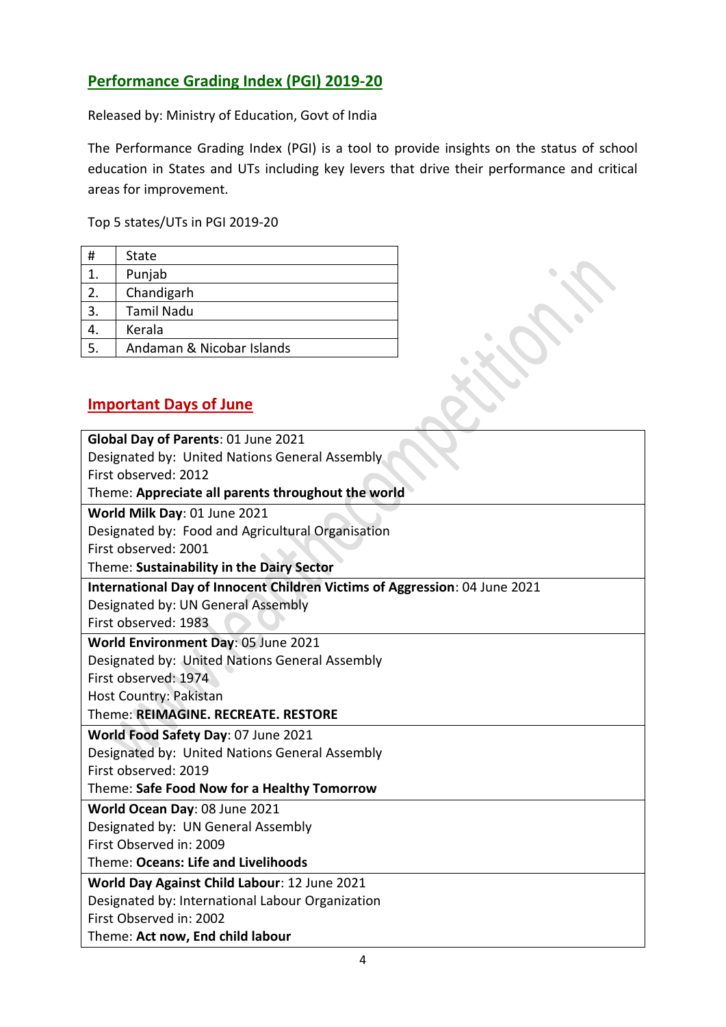## Performance Grading Index (PGI) 2019-20

Released by: Ministry of Education, Govt of India

The Performance Grading Index (PGI) is a tool to provide insights on the status of school education in States and UTs including key levers that drive their performance and critical areas for improvement.

Top 5 states/UTs in PGI 2019-20

| # | State |
|---|---|
| 1. | Punjab |
| 2. | Chandigarh |
| 3. | Tamil Nadu |
| 4. | Kerala |
| 5. | Andaman & Nicobar Islands |

## Important Days of June

**Global Day of Parents**: 01 June 2021
Designated by: United Nations General Assembly
First observed: 2012
Theme: **Appreciate all parents throughout the world**

**World Milk Day**: 01 June 2021
Designated by: Food and Agricultural Organisation
First observed: 2001
Theme: **Sustainability in the Dairy Sector**

**International Day of Innocent Children Victims of Aggression**: 04 June 2021
Designated by: UN General Assembly
First observed: 1983

**World Environment Day**: 05 June 2021
Designated by: United Nations General Assembly
First observed: 1974
Host Country: Pakistan
Theme: **REIMAGINE. RECREATE. RESTORE**

**World Food Safety Day**: 07 June 2021
Designated by: United Nations General Assembly
First observed: 2019
Theme: **Safe Food Now for a Healthy Tomorrow**

**World Ocean Day**: 08 June 2021
Designated by: UN General Assembly
First Observed in: 2009
Theme: **Oceans: Life and Livelihoods**

**World Day Against Child Labour**: 12 June 2021
Designated by: International Labour Organization
First Observed in: 2002
Theme: **Act now, End child labour**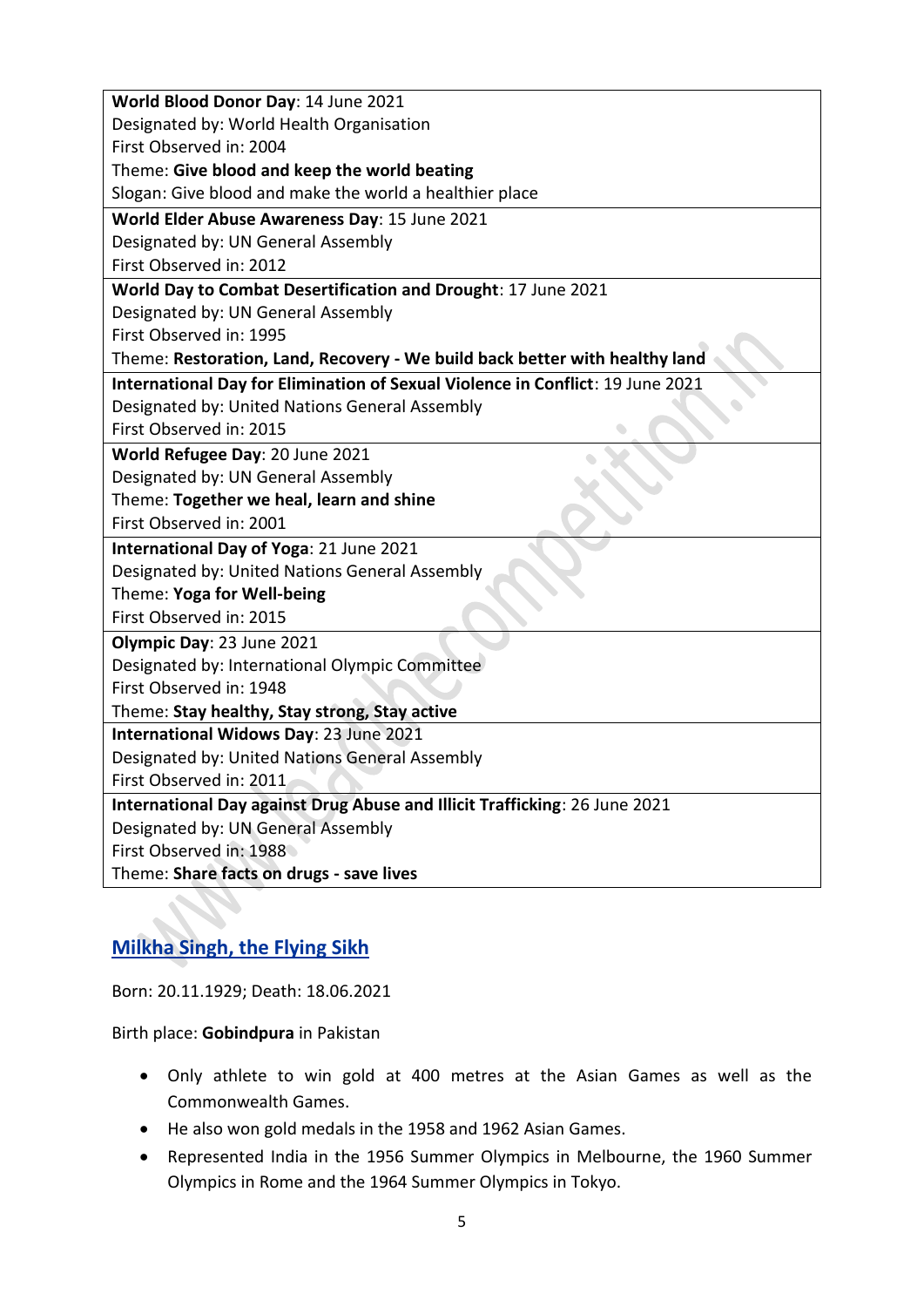| |
|---|
| **World Blood Donor Day**: 14 June 2021<br>Designated by: World Health Organisation<br>First Observed in: 2004<br>Theme: **Give blood and keep the world beating**<br>Slogan: Give blood and make the world a healthier place |
| **World Elder Abuse Awareness Day**: 15 June 2021<br>Designated by: UN General Assembly<br>First Observed in: 2012 |
| **World Day to Combat Desertification and Drought**: 17 June 2021<br>Designated by: UN General Assembly<br>First Observed in: 1995<br>Theme: **Restoration, Land, Recovery - We build back better with healthy land** |
| **International Day for Elimination of Sexual Violence in Conflict**: 19 June 2021<br>Designated by: United Nations General Assembly<br>First Observed in: 2015 |
| **World Refugee Day**: 20 June 2021<br>Designated by: UN General Assembly<br>Theme: **Together we heal, learn and shine**<br>First Observed in: 2001 |
| **International Day of Yoga**: 21 June 2021<br>Designated by: United Nations General Assembly<br>Theme: **Yoga for Well-being**<br>First Observed in: 2015 |
| **Olympic Day**: 23 June 2021<br>Designated by: International Olympic Committee<br>First Observed in: 1948<br>Theme: **Stay healthy, Stay strong, Stay active** |
| **International Widows Day**: 23 June 2021<br>Designated by: United Nations General Assembly<br>First Observed in: 2011 |
| **International Day against Drug Abuse and Illicit Trafficking**: 26 June 2021<br>Designated by: UN General Assembly<br>First Observed in: 1988<br>Theme: **Share facts on drugs - save lives** |

## Milkha Singh, the Flying Sikh

Born: 20.11.1929; Death: 18.06.2021

Birth place: **Gobindpura** in Pakistan

- Only athlete to win gold at 400 metres at the Asian Games as well as the Commonwealth Games.
- He also won gold medals in the 1958 and 1962 Asian Games.
- Represented India in the 1956 Summer Olympics in Melbourne, the 1960 Summer Olympics in Rome and the 1964 Summer Olympics in Tokyo.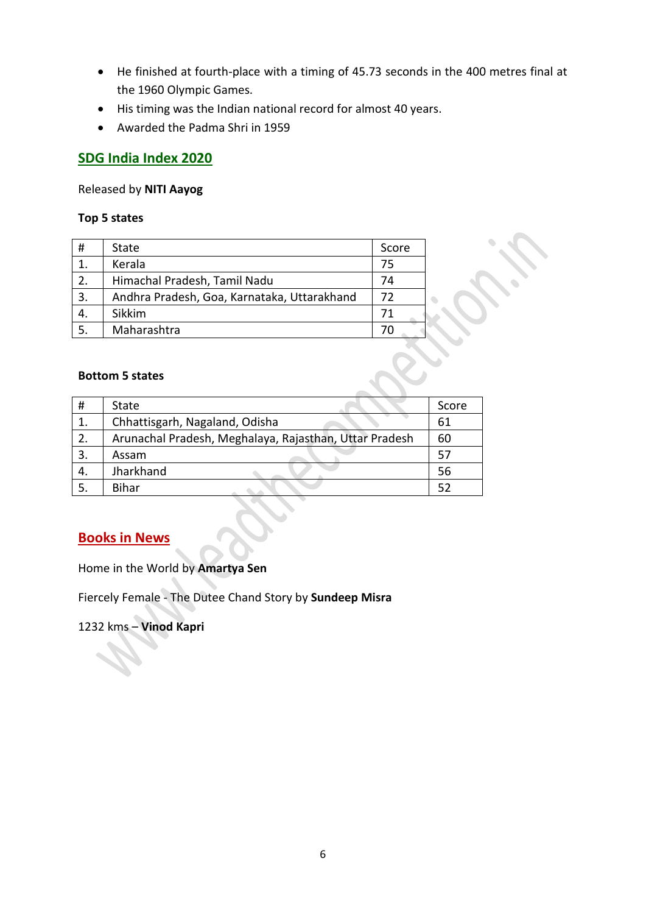- He finished at fourth-place with a timing of 45.73 seconds in the 400 metres final at the 1960 Olympic Games.
- His timing was the Indian national record for almost 40 years.
- Awarded the Padma Shri in 1959

## SDG India Index 2020

Released by **NITI Aayog**

**Top 5 states**

| # | State | Score |
|---|---|---|
| 1. | Kerala | 75 |
| 2. | Himachal Pradesh, Tamil Nadu | 74 |
| 3. | Andhra Pradesh, Goa, Karnataka, Uttarakhand | 72 |
| 4. | Sikkim | 71 |
| 5. | Maharashtra | 70 |

**Bottom 5 states**

| # | State | Score |
|---|---|---|
| 1. | Chhattisgarh, Nagaland, Odisha | 61 |
| 2. | Arunachal Pradesh, Meghalaya, Rajasthan, Uttar Pradesh | 60 |
| 3. | Assam | 57 |
| 4. | Jharkhand | 56 |
| 5. | Bihar | 52 |

## Books in News

Home in the World by **Amartya Sen**

Fiercely Female - The Dutee Chand Story by **Sundeep Misra**

1232 kms – **Vinod Kapri**